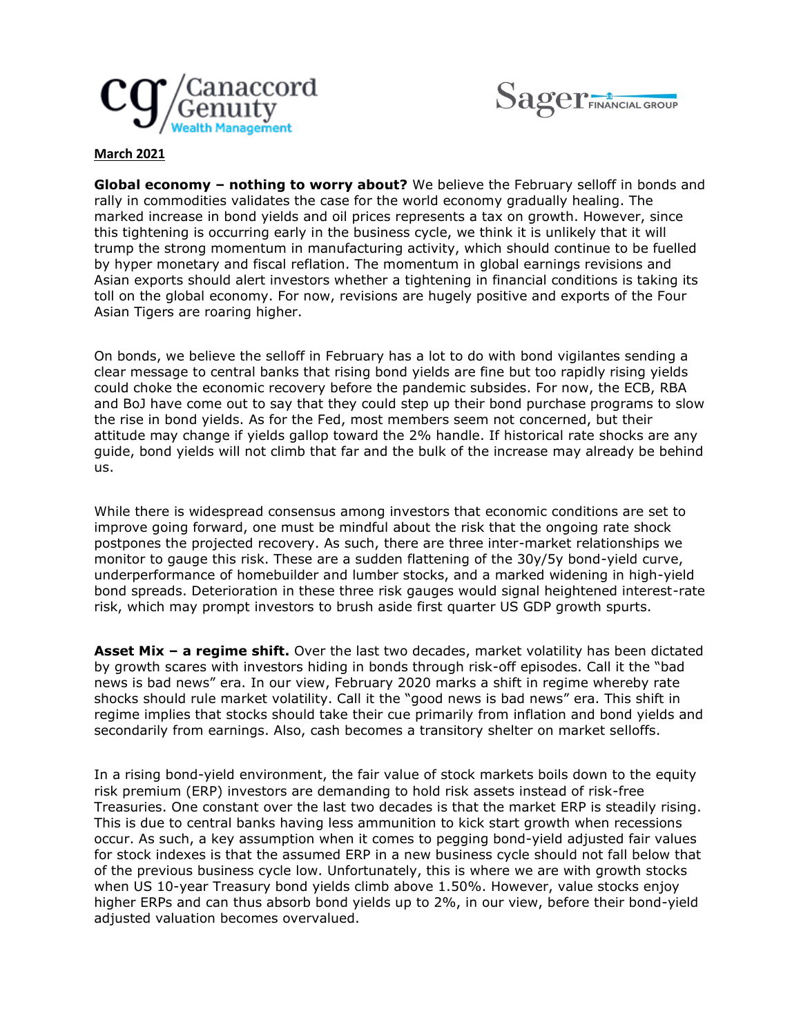**March 2021**

**Global economy – nothing to worry about?** We believe the February selloff in bonds and rally in commodities validates the case for the world economy gradually healing. The marked increase in bond yields and oil prices represents a tax on growth. However, since this tightening is occurring early in the business cycle, we think it is unlikely that it will trump the strong momentum in manufacturing activity, which should continue to be fuelled by hyper monetary and fiscal reflation. The momentum in global earnings revisions and Asian exports should alert investors whether a tightening in financial conditions is taking its toll on the global economy. For now, revisions are hugely positive and exports of the Four Asian Tigers are roaring higher.

On bonds, we believe the selloff in February has a lot to do with bond vigilantes sending a clear message to central banks that rising bond yields are fine but too rapidly rising yields could choke the economic recovery before the pandemic subsides. For now, the ECB, RBA and BoJ have come out to say that they could step up their bond purchase programs to slow the rise in bond yields. As for the Fed, most members seem not concerned, but their attitude may change if yields gallop toward the 2% handle. If historical rate shocks are any guide, bond yields will not climb that far and the bulk of the increase may already be behind us.

While there is widespread consensus among investors that economic conditions are set to improve going forward, one must be mindful about the risk that the ongoing rate shock postpones the projected recovery. As such, there are three inter-market relationships we monitor to gauge this risk. These are a sudden flattening of the 30y/5y bond-yield curve, underperformance of homebuilder and lumber stocks, and a marked widening in high-yield bond spreads. Deterioration in these three risk gauges would signal heightened interest-rate risk, which may prompt investors to brush aside first quarter US GDP growth spurts.

**Asset Mix – a regime shift.** Over the last two decades, market volatility has been dictated by growth scares with investors hiding in bonds through risk-off episodes. Call it the "bad news is bad news" era. In our view, February 2020 marks a shift in regime whereby rate shocks should rule market volatility. Call it the "good news is bad news" era. This shift in regime implies that stocks should take their cue primarily from inflation and bond yields and secondarily from earnings. Also, cash becomes a transitory shelter on market selloffs.

In a rising bond-yield environment, the fair value of stock markets boils down to the equity risk premium (ERP) investors are demanding to hold risk assets instead of risk-free Treasuries. One constant over the last two decades is that the market ERP is steadily rising. This is due to central banks having less ammunition to kick start growth when recessions occur. As such, a key assumption when it comes to pegging bond-yield adjusted fair values for stock indexes is that the assumed ERP in a new business cycle should not fall below that of the previous business cycle low. Unfortunately, this is where we are with growth stocks when US 10-year Treasury bond yields climb above 1.50%. However, value stocks enjoy higher ERPs and can thus absorb bond yields up to 2%, in our view, before their bond-yield adjusted valuation becomes overvalued.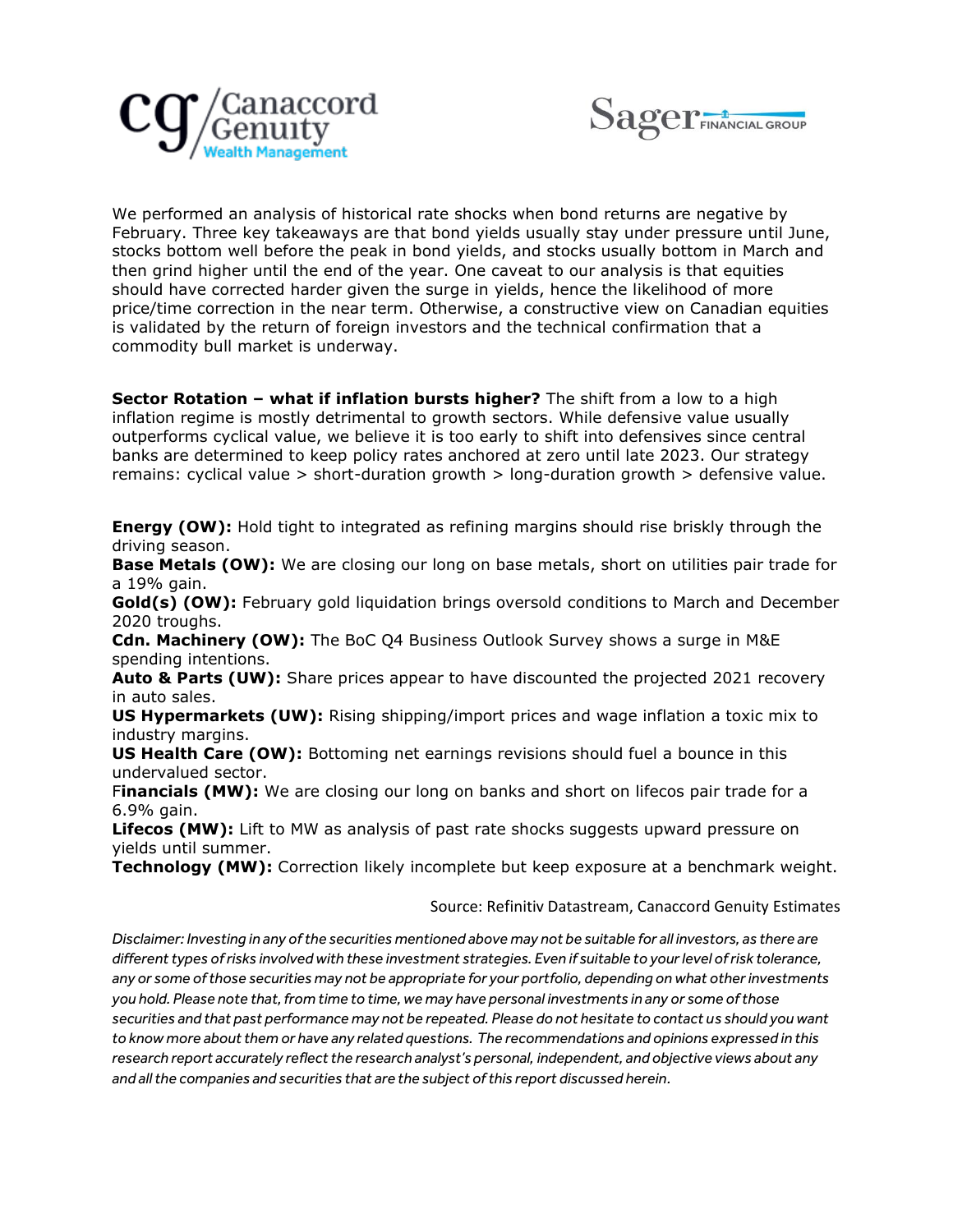We performed an analysis of historical rate shocks when bond returns are negative by February. Three key takeaways are that bond yields usually stay under pressure until June, stocks bottom well before the peak in bond yields, and stocks usually bottom in March and then grind higher until the end of the year. One caveat to our analysis is that equities should have corrected harder given the surge in yields, hence the likelihood of more price/time correction in the near term. Otherwise, a constructive view on Canadian equities is validated by the return of foreign investors and the technical confirmation that a commodity bull market is underway.

**Sector Rotation – what if inflation bursts higher?** The shift from a low to a high inflation regime is mostly detrimental to growth sectors. While defensive value usually outperforms cyclical value, we believe it is too early to shift into defensives since central banks are determined to keep policy rates anchored at zero until late 2023. Our strategy remains: cyclical value > short-duration growth > long-duration growth > defensive value.

**Energy (OW):** Hold tight to integrated as refining margins should rise briskly through the driving season.
**Base Metals (OW):** We are closing our long on base metals, short on utilities pair trade for a 19% gain.
**Gold(s) (OW):** February gold liquidation brings oversold conditions to March and December 2020 troughs.
**Cdn. Machinery (OW):** The BoC Q4 Business Outlook Survey shows a surge in M&E spending intentions.
**Auto & Parts (UW):** Share prices appear to have discounted the projected 2021 recovery in auto sales.
**US Hypermarkets (UW):** Rising shipping/import prices and wage inflation a toxic mix to industry margins.
**US Health Care (OW):** Bottoming net earnings revisions should fuel a bounce in this undervalued sector.
F**inancials (MW):** We are closing our long on banks and short on lifecos pair trade for a 6.9% gain.
**Lifecos (MW):** Lift to MW as analysis of past rate shocks suggests upward pressure on yields until summer.
**Technology (MW):** Correction likely incomplete but keep exposure at a benchmark weight.

Source: Refinitiv Datastream, Canaccord Genuity Estimates

*Disclaimer: Investing in any of the securities mentioned above may not be suitable for all investors, as there are different types of risks involved with these investment strategies. Even if suitable to your level of risk tolerance, any or some of those securities may not be appropriate for your portfolio, depending on what other investments you hold. Please note that, from time to time, we may have personal investments in any or some of those securities and that past performance may not be repeated. Please do not hesitate to contact us should you want to know more about them or have any related questions. The recommendations and opinions expressed in this research report accurately reflect the research analyst's personal, independent, and objective views about any and all the companies and securities that are the subject of this report discussed herein.*